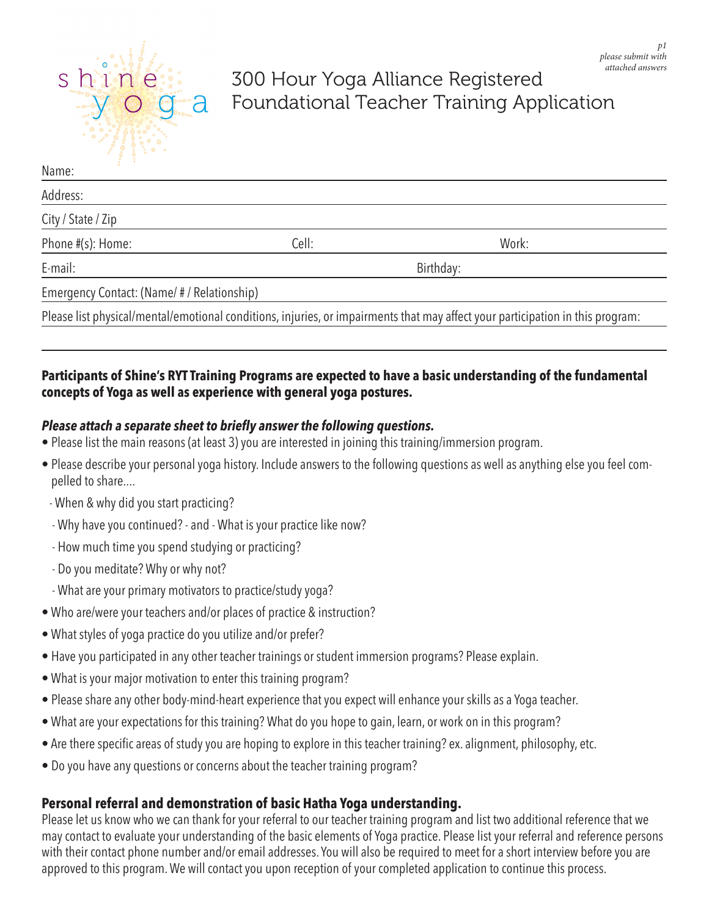shine yoga

# 300 Hour Yoga Alliance Registered Foundational Teacher Training Application

*please submit with attached answers*

Name:

Address:

City / State / Zip

Phone #(s): Home: Cell: Work:

E-mail: Birthday:

Emergency Contact: (Name/ # / Relationship)

Please list physical/mental/emotional conditions, injuries, or impairments that may affect your participation in this program:

**Participants of Shine's RYT Training Programs are expected to have a basic understanding of the fundamental concepts of Yoga as well as experience with general yoga postures.**

***Please attach a separate sheet to briefly answer the following questions.***

- Please list the main reasons (at least 3) you are interested in joining this training/immersion program.
- Please describe your personal yoga history. Include answers to the following questions as well as anything else you feel compelled to share....
  - When & why did you start practicing?
  - Why have you continued? - and - What is your practice like now?
  - How much time you spend studying or practicing?
  - Do you meditate? Why or why not?
  - What are your primary motivators to practice/study yoga?
- Who are/were your teachers and/or places of practice & instruction?
- What styles of yoga practice do you utilize and/or prefer?
- Have you participated in any other teacher trainings or student immersion programs? Please explain.
- What is your major motivation to enter this training program?
- Please share any other body-mind-heart experience that you expect will enhance your skills as a Yoga teacher.
- What are your expectations for this training? What do you hope to gain, learn, or work on in this program?
- Are there specific areas of study you are hoping to explore in this teacher training? ex. alignment, philosophy, etc.
- Do you have any questions or concerns about the teacher training program?

## Personal referral and demonstration of basic Hatha Yoga understanding.

Please let us know who we can thank for your referral to our teacher training program and list two additional reference that we may contact to evaluate your understanding of the basic elements of Yoga practice. Please list your referral and reference persons with their contact phone number and/or email addresses. You will also be required to meet for a short interview before you are approved to this program. We will contact you upon reception of your completed application to continue this process.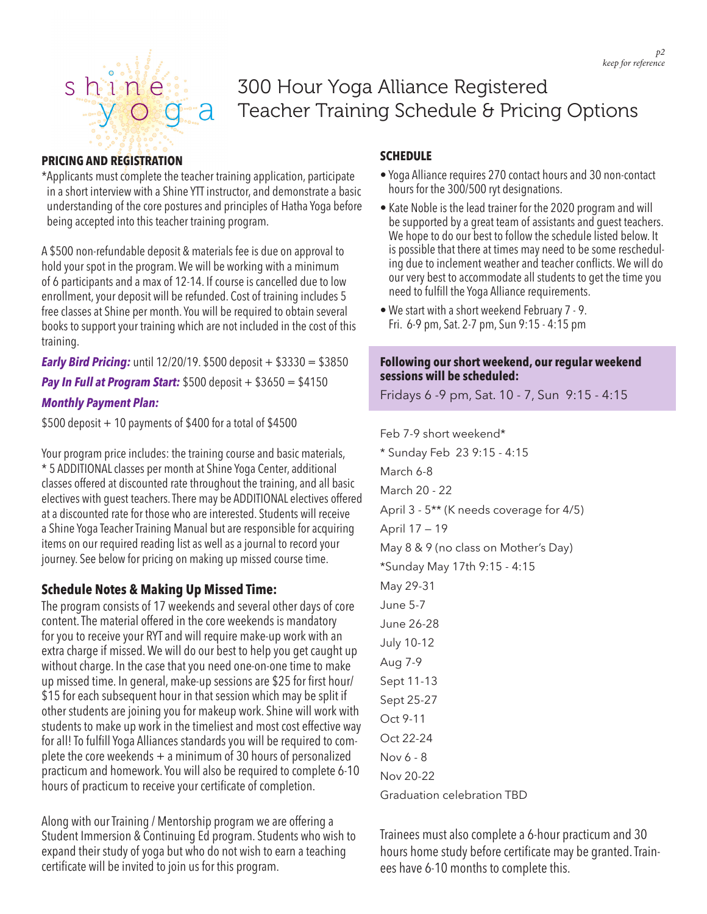# 300 Hour Yoga Alliance Registered Teacher Training Schedule & Pricing Options

## PRICING AND REGISTRATION

*Applicants must complete the teacher training application, participate in a short interview with a Shine YTT instructor, and demonstrate a basic understanding of the core postures and principles of Hatha Yoga before being accepted into this teacher training program.

A $500 non-refundable deposit & materials fee is due on approval to hold your spot in the program. We will be working with a minimum of 6 participants and a max of 12-14. If course is cancelled due to low enrollment, your deposit will be refunded. Cost of training includes 5 free classes at Shine per month. You will be required to obtain several books to support your training which are not included in the cost of this training.

***Early Bird Pricing:*** until 12/20/19. $500 deposit + $3330 = $3850

***Pay In Full at Program Start:*** $500 deposit + $3650 = $4150

***Monthly Payment Plan:***

$500 deposit + 10 payments of $400 for a total of $4500

Your program price includes: the training course and basic materials, * 5 ADDITIONAL classes per month at Shine Yoga Center, additional classes offered at discounted rate throughout the training, and all basic electives with guest teachers. There may be ADDITIONAL electives offered at a discounted rate for those who are interested. Students will receive a Shine Yoga Teacher Training Manual but are responsible for acquiring items on our required reading list as well as a journal to record your journey. See below for pricing on making up missed course time.

### Schedule Notes & Making Up Missed Time:

The program consists of 17 weekends and several other days of core content. The material offered in the core weekends is mandatory for you to receive your RYT and will require make-up work with an extra charge if missed. We will do our best to help you get caught up without charge. In the case that you need one-on-one time to make up missed time. In general, make-up sessions are $25 for first hour/ $15 for each subsequent hour in that session which may be split if other students are joining you for makeup work. Shine will work with students to make up work in the timeliest and most cost effective way for all! To fulfill Yoga Alliances standards you will be required to complete the core weekends + a minimum of 30 hours of personalized practicum and homework. You will also be required to complete 6-10 hours of practicum to receive your certificate of completion.

Along with our Training / Mentorship program we are offering a Student Immersion & Continuing Ed program. Students who wish to expand their study of yoga but who do not wish to earn a teaching certificate will be invited to join us for this program.

## SCHEDULE

- Yoga Alliance requires 270 contact hours and 30 non-contact hours for the 300/500 ryt designations.
- Kate Noble is the lead trainer for the 2020 program and will be supported by a great team of assistants and guest teachers. We hope to do our best to follow the schedule listed below. It is possible that there at times may need to be some rescheduling due to inclement weather and teacher conflicts. We will do our very best to accommodate all students to get the time you need to fulfill the Yoga Alliance requirements.
- We start with a short weekend February 7 - 9. Fri. 6-9 pm, Sat. 2-7 pm, Sun 9:15 - 4:15 pm

**Following our short weekend, our regular weekend sessions will be scheduled:**
Fridays 6 -9 pm, Sat. 10 - 7, Sun 9:15 - 4:15

Feb 7-9 short weekend*
* Sunday Feb 23 9:15 - 4:15
March 6-8
March 20 - 22
April 3 - 5** (K needs coverage for 4/5)
April 17 – 19
May 8 & 9 (no class on Mother's Day)
*Sunday May 17th 9:15 - 4:15
May 29-31
June 5-7
June 26-28
July 10-12
Aug 7-9
Sept 11-13
Sept 25-27
Oct 9-11
Oct 22-24
Nov 6 - 8
Nov 20-22
Graduation celebration TBD

Trainees must also complete a 6-hour practicum and 30 hours home study before certificate may be granted. Trainees have 6-10 months to complete this.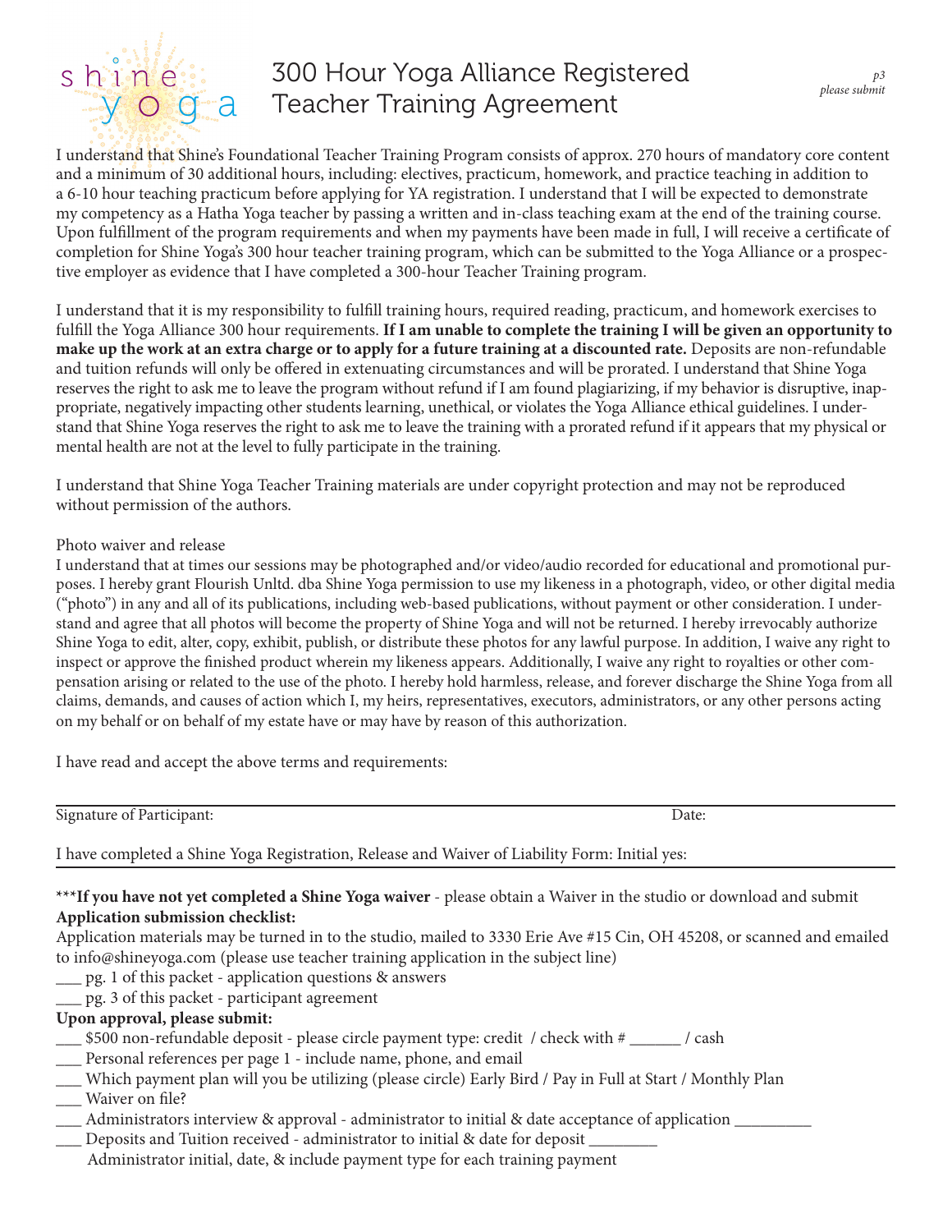shine yoga

# 300 Hour Yoga Alliance Registered Teacher Training Agreement

*p3*
*please submit*

I understand that Shine's Foundational Teacher Training Program consists of approx. 270 hours of mandatory core content and a minimum of 30 additional hours, including: electives, practicum, homework, and practice teaching in addition to a 6-10 hour teaching practicum before applying for YA registration. I understand that I will be expected to demonstrate my competency as a Hatha Yoga teacher by passing a written and in-class teaching exam at the end of the training course. Upon fulfillment of the program requirements and when my payments have been made in full, I will receive a certificate of completion for Shine Yoga's 300 hour teacher training program, which can be submitted to the Yoga Alliance or a prospective employer as evidence that I have completed a 300-hour Teacher Training program.

I understand that it is my responsibility to fulfill training hours, required reading, practicum, and homework exercises to fulfill the Yoga Alliance 300 hour requirements. **If I am unable to complete the training I will be given an opportunity to make up the work at an extra charge or to apply for a future training at a discounted rate.** Deposits are non-refundable and tuition refunds will only be offered in extenuating circumstances and will be prorated. I understand that Shine Yoga reserves the right to ask me to leave the program without refund if I am found plagiarizing, if my behavior is disruptive, inappropriate, negatively impacting other students learning, unethical, or violates the Yoga Alliance ethical guidelines. I understand that Shine Yoga reserves the right to ask me to leave the training with a prorated refund if it appears that my physical or mental health are not at the level to fully participate in the training.

I understand that Shine Yoga Teacher Training materials are under copyright protection and may not be reproduced without permission of the authors.

Photo waiver and release

I understand that at times our sessions may be photographed and/or video/audio recorded for educational and promotional purposes. I hereby grant Flourish Unltd. dba Shine Yoga permission to use my likeness in a photograph, video, or other digital media ("photo") in any and all of its publications, including web-based publications, without payment or other consideration. I understand and agree that all photos will become the property of Shine Yoga and will not be returned. I hereby irrevocably authorize Shine Yoga to edit, alter, copy, exhibit, publish, or distribute these photos for any lawful purpose. In addition, I waive any right to inspect or approve the finished product wherein my likeness appears. Additionally, I waive any right to royalties or other compensation arising or related to the use of the photo. I hereby hold harmless, release, and forever discharge the Shine Yoga from all claims, demands, and causes of action which I, my heirs, representatives, executors, administrators, or any other persons acting on my behalf or on behalf of my estate have or may have by reason of this authorization.

I have read and accept the above terms and requirements:

Signature of Participant: Date:

I have completed a Shine Yoga Registration, Release and Waiver of Liability Form: Initial yes:

\*\*\***If you have not yet completed a Shine Yoga waiver** - please obtain a Waiver in the studio or download and submit

**Application submission checklist:**

Application materials may be turned in to the studio, mailed to 3330 Erie Ave #15 Cin, OH 45208, or scanned and emailed to info@shineyoga.com (please use teacher training application in the subject line)

___ pg. 1 of this packet - application questions & answers
___ pg. 3 of this packet - participant agreement

**Upon approval, please submit:**

___ $500 non-refundable deposit - please circle payment type: credit / check with # ______ / cash
___ Personal references per page 1 - include name, phone, and email
___ Which payment plan will you be utilizing (please circle) Early Bird / Pay in Full at Start / Monthly Plan
___ Waiver on file?
___ Administrators interview & approval - administrator to initial & date acceptance of application _________
___ Deposits and Tuition received - administrator to initial & date for deposit ________
Administrator initial, date, & include payment type for each training payment